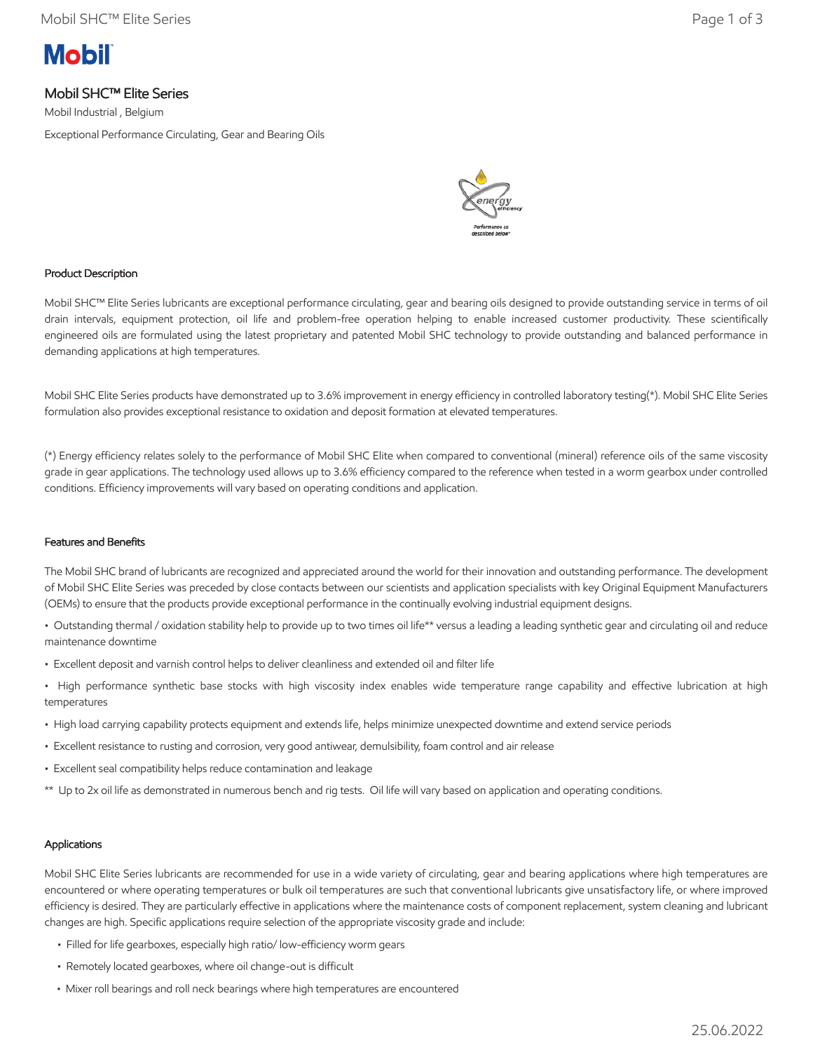# Mobil SHC™ Elite Series

Mobil Industrial , Belgium

Exceptional Performance Circulating, Gear and Bearing Oils

### Product Description

Mobil SHC™ Elite Series lubricants are exceptional performance circulating, gear and bearing oils designed to provide outstanding service in terms of oil drain intervals, equipment protection, oil life and problem-free operation helping to enable increased customer productivity. These scientifically engineered oils are formulated using the latest proprietary and patented Mobil SHC technology to provide outstanding and balanced performance in demanding applications at high temperatures.

Mobil SHC Elite Series products have demonstrated up to 3.6% improvement in energy efficiency in controlled laboratory testing(*). Mobil SHC Elite Series formulation also provides exceptional resistance to oxidation and deposit formation at elevated temperatures.

(*) Energy efficiency relates solely to the performance of Mobil SHC Elite when compared to conventional (mineral) reference oils of the same viscosity grade in gear applications. The technology used allows up to 3.6% efficiency compared to the reference when tested in a worm gearbox under controlled conditions. Efficiency improvements will vary based on operating conditions and application.

### Features and Benefits

The Mobil SHC brand of lubricants are recognized and appreciated around the world for their innovation and outstanding performance. The development of Mobil SHC Elite Series was preceded by close contacts between our scientists and application specialists with key Original Equipment Manufacturers (OEMs) to ensure that the products provide exceptional performance in the continually evolving industrial equipment designs.

- Outstanding thermal / oxidation stability help to provide up to two times oil life** versus a leading a leading synthetic gear and circulating oil and reduce maintenance downtime
- Excellent deposit and varnish control helps to deliver cleanliness and extended oil and filter life
- High performance synthetic base stocks with high viscosity index enables wide temperature range capability and effective lubrication at high temperatures
- High load carrying capability protects equipment and extends life, helps minimize unexpected downtime and extend service periods
- Excellent resistance to rusting and corrosion, very good antiwear, demulsibility, foam control and air release
- Excellent seal compatibility helps reduce contamination and leakage

** Up to 2x oil life as demonstrated in numerous bench and rig tests. Oil life will vary based on application and operating conditions.

### Applications

Mobil SHC Elite Series lubricants are recommended for use in a wide variety of circulating, gear and bearing applications where high temperatures are encountered or where operating temperatures or bulk oil temperatures are such that conventional lubricants give unsatisfactory life, or where improved efficiency is desired. They are particularly effective in applications where the maintenance costs of component replacement, system cleaning and lubricant changes are high. Specific applications require selection of the appropriate viscosity grade and include:

- Filled for life gearboxes, especially high ratio/ low-efficiency worm gears
- Remotely located gearboxes, where oil change-out is difficult
- Mixer roll bearings and roll neck bearings where high temperatures are encountered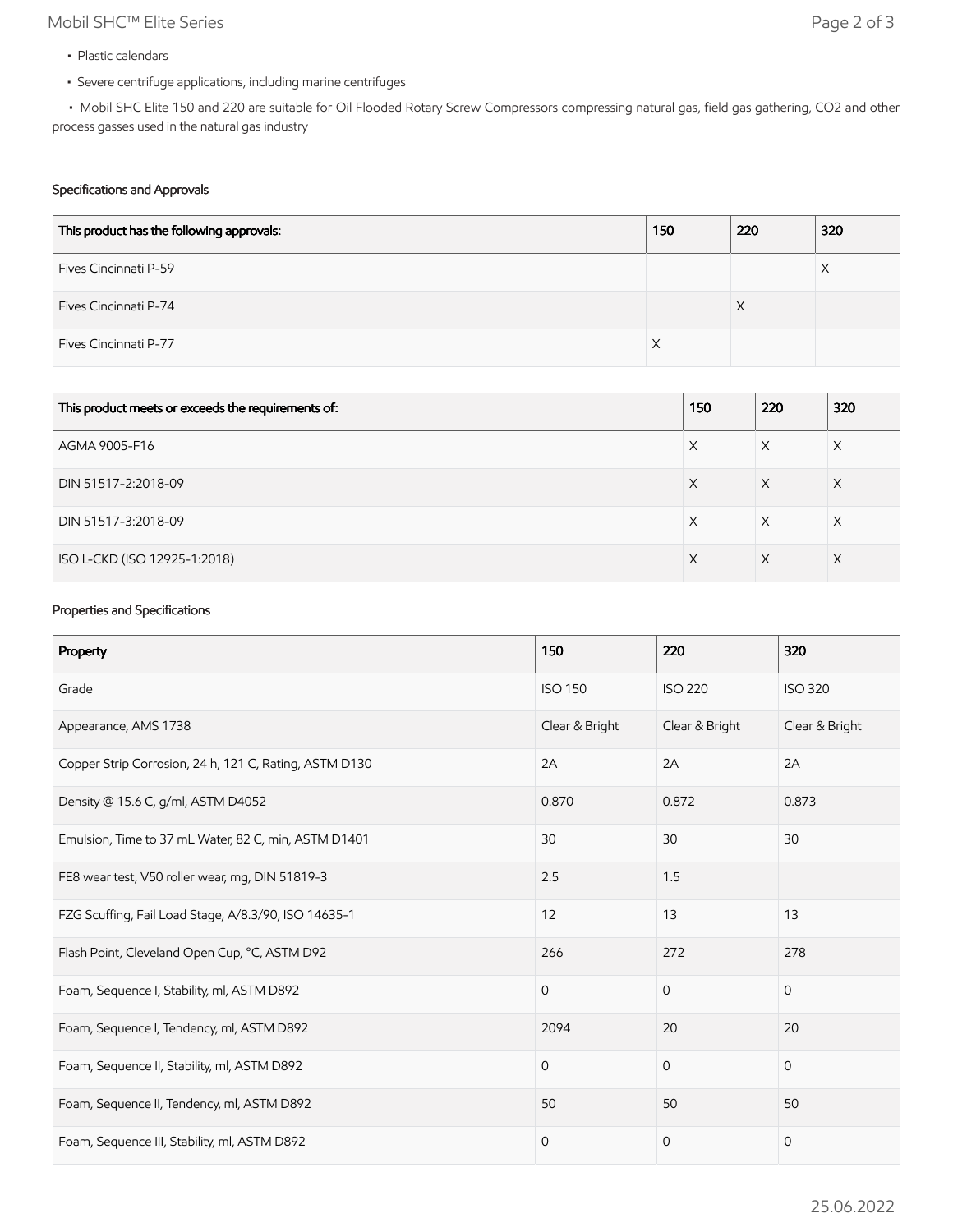- Plastic calendars
- Severe centrifuge applications, including marine centrifuges
- Mobil SHC Elite 150 and 220 are suitable for Oil Flooded Rotary Screw Compressors compressing natural gas, field gas gathering, $CO_2$ and other process gasses used in the natural gas industry

### Specifications and Approvals

| This product has the following approvals: | 150 | 220 | 320 |
|---|---|---|---|
| Fives Cincinnati P-59 | | | X |
| Fives Cincinnati P-74 | | X | |
| Fives Cincinnati P-77 | X | | |

| This product meets or exceeds the requirements of: | 150 | 220 | 320 |
|---|---|---|---|
| AGMA 9005-F16 | X | X | X |
| DIN 51517-2:2018-09 | X | X | X |
| DIN 51517-3:2018-09 | X | X | X |
| ISO L-CKD (ISO 12925-1:2018) | X | X | X |

### Properties and Specifications

| Property | 150 | 220 | 320 |
|---|---|---|---|
| Grade | ISO 150 | ISO 220 | ISO 320 |
| Appearance, AMS 1738 | Clear & Bright | Clear & Bright | Clear & Bright |
| Copper Strip Corrosion, 24 h, 121 C, Rating, ASTM D130 | 2A | 2A | 2A |
| Density @ 15.6 C, g/ml, ASTM D4052 | 0.870 | 0.872 | 0.873 |
| Emulsion, Time to 37 mL Water, 82 C, min, ASTM D1401 | 30 | 30 | 30 |
| FE8 wear test, V50 roller wear, mg, DIN 51819-3 | 2.5 | 1.5 | |
| FZG Scuffing, Fail Load Stage, A/8.3/90, ISO 14635-1 | 12 | 13 | 13 |
| Flash Point, Cleveland Open Cup, °C, ASTM D92 | 266 | 272 | 278 |
| Foam, Sequence I, Stability, ml, ASTM D892 | 0 | 0 | 0 |
| Foam, Sequence I, Tendency, ml, ASTM D892 | 2094 | 20 | 20 |
| Foam, Sequence II, Stability, ml, ASTM D892 | 0 | 0 | 0 |
| Foam, Sequence II, Tendency, ml, ASTM D892 | 50 | 50 | 50 |
| Foam, Sequence III, Stability, ml, ASTM D892 | 0 | 0 | 0 |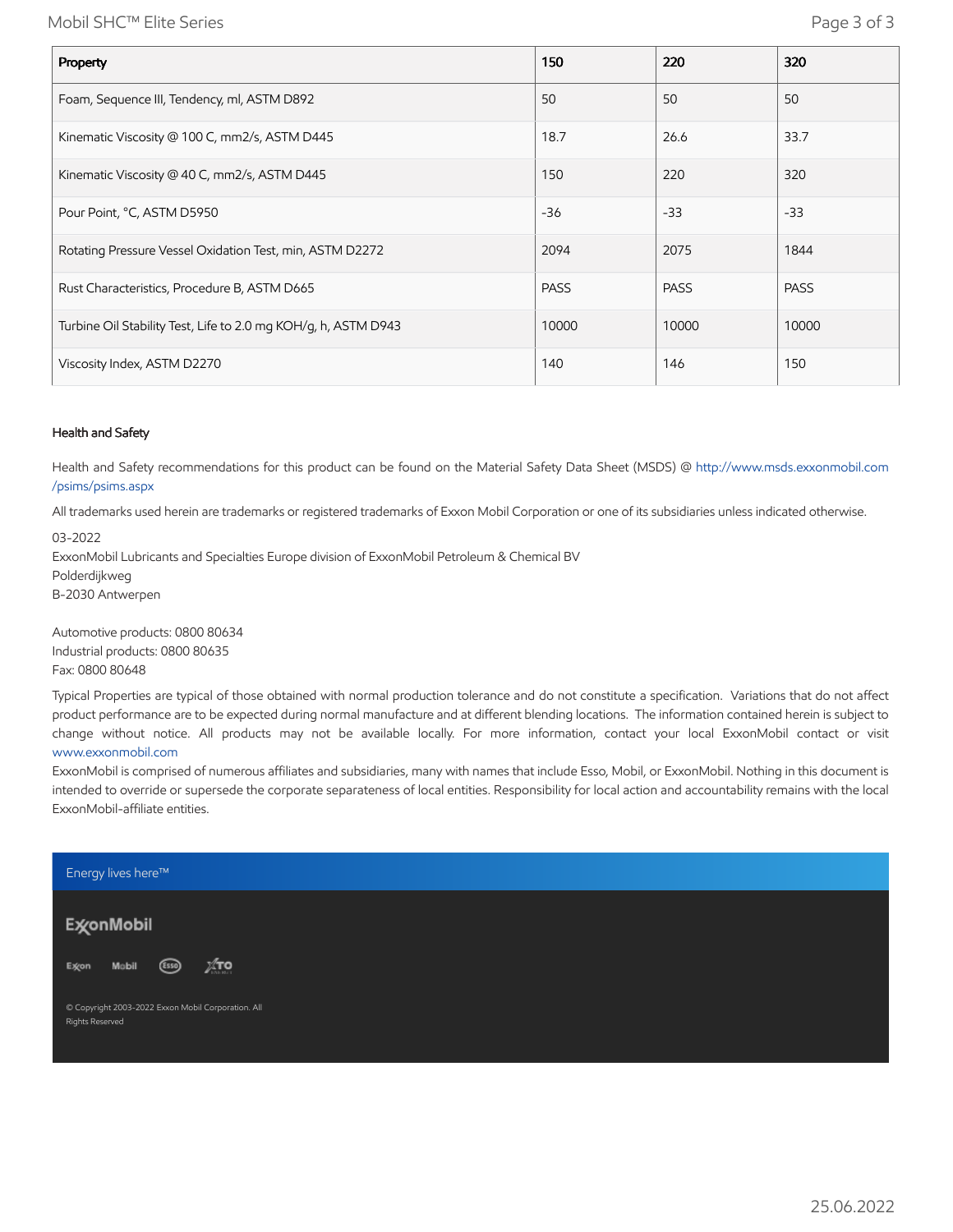| Property | 150 | 220 | 320 |
| --- | --- | --- | --- |
| Foam, Sequence III, Tendency, ml, ASTM D892 | 50 | 50 | 50 |
| Kinematic Viscosity @ 100 C, mm2/s, ASTM D445 | 18.7 | 26.6 | 33.7 |
| Kinematic Viscosity @ 40 C, mm2/s, ASTM D445 | 150 | 220 | 320 |
| Pour Point, °C, ASTM D5950 | -36 | -33 | -33 |
| Rotating Pressure Vessel Oxidation Test, min, ASTM D2272 | 2094 | 2075 | 1844 |
| Rust Characteristics, Procedure B, ASTM D665 | PASS | PASS | PASS |
| Turbine Oil Stability Test, Life to 2.0 mg KOH/g, h, ASTM D943 | 10000 | 10000 | 10000 |
| Viscosity Index, ASTM D2270 | 140 | 146 | 150 |

### Health and Safety

Health and Safety recommendations for this product can be found on the Material Safety Data Sheet (MSDS) @ http://www.msds.exxonmobil.com/psims/psims.aspx

All trademarks used herein are trademarks or registered trademarks of Exxon Mobil Corporation or one of its subsidiaries unless indicated otherwise.

03-2022
ExxonMobil Lubricants and Specialties Europe division of ExxonMobil Petroleum & Chemical BV
Polderdijkweg
B-2030 Antwerpen

Automotive products: 0800 80634
Industrial products: 0800 80635
Fax: 0800 80648

Typical Properties are typical of those obtained with normal production tolerance and do not constitute a specification. Variations that do not affect product performance are to be expected during normal manufacture and at different blending locations. The information contained herein is subject to change without notice. All products may not be available locally. For more information, contact your local ExxonMobil contact or visit www.exxonmobil.com

ExxonMobil is comprised of numerous affiliates and subsidiaries, many with names that include Esso, Mobil, or ExxonMobil. Nothing in this document is intended to override or supersede the corporate separateness of local entities. Responsibility for local action and accountability remains with the local ExxonMobil-affiliate entities.

Energy lives here™

ExxonMobil

Exxon Mobil Esso XTO

© Copyright 2003-2022 Exxon Mobil Corporation. All Rights Reserved

25.06.2022